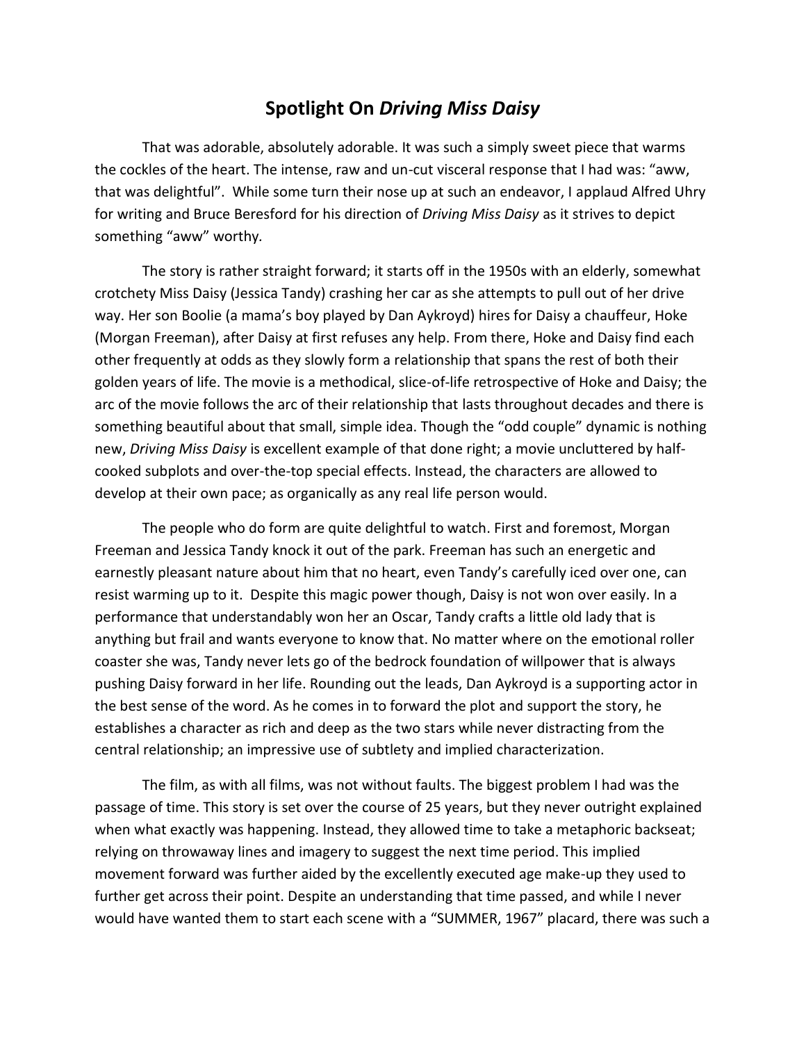# Spotlight On *Driving Miss Daisy*

That was adorable, absolutely adorable. It was such a simply sweet piece that warms the cockles of the heart. The intense, raw and un-cut visceral response that I had was: "aww, that was delightful". While some turn their nose up at such an endeavor, I applaud Alfred Uhry for writing and Bruce Beresford for his direction of *Driving Miss Daisy* as it strives to depict something "aww" worthy.

The story is rather straight forward; it starts off in the 1950s with an elderly, somewhat crotchety Miss Daisy (Jessica Tandy) crashing her car as she attempts to pull out of her drive way. Her son Boolie (a mama's boy played by Dan Aykroyd) hires for Daisy a chauffeur, Hoke (Morgan Freeman), after Daisy at first refuses any help. From there, Hoke and Daisy find each other frequently at odds as they slowly form a relationship that spans the rest of both their golden years of life. The movie is a methodical, slice-of-life retrospective of Hoke and Daisy; the arc of the movie follows the arc of their relationship that lasts throughout decades and there is something beautiful about that small, simple idea. Though the "odd couple" dynamic is nothing new, *Driving Miss Daisy* is excellent example of that done right; a movie uncluttered by half-cooked subplots and over-the-top special effects. Instead, the characters are allowed to develop at their own pace; as organically as any real life person would.

The people who do form are quite delightful to watch. First and foremost, Morgan Freeman and Jessica Tandy knock it out of the park. Freeman has such an energetic and earnestly pleasant nature about him that no heart, even Tandy's carefully iced over one, can resist warming up to it. Despite this magic power though, Daisy is not won over easily. In a performance that understandably won her an Oscar, Tandy crafts a little old lady that is anything but frail and wants everyone to know that. No matter where on the emotional roller coaster she was, Tandy never lets go of the bedrock foundation of willpower that is always pushing Daisy forward in her life. Rounding out the leads, Dan Aykroyd is a supporting actor in the best sense of the word. As he comes in to forward the plot and support the story, he establishes a character as rich and deep as the two stars while never distracting from the central relationship; an impressive use of subtlety and implied characterization.

The film, as with all films, was not without faults. The biggest problem I had was the passage of time. This story is set over the course of 25 years, but they never outright explained when what exactly was happening. Instead, they allowed time to take a metaphoric backseat; relying on throwaway lines and imagery to suggest the next time period. This implied movement forward was further aided by the excellently executed age make-up they used to further get across their point. Despite an understanding that time passed, and while I never would have wanted them to start each scene with a "SUMMER, 1967" placard, there was such a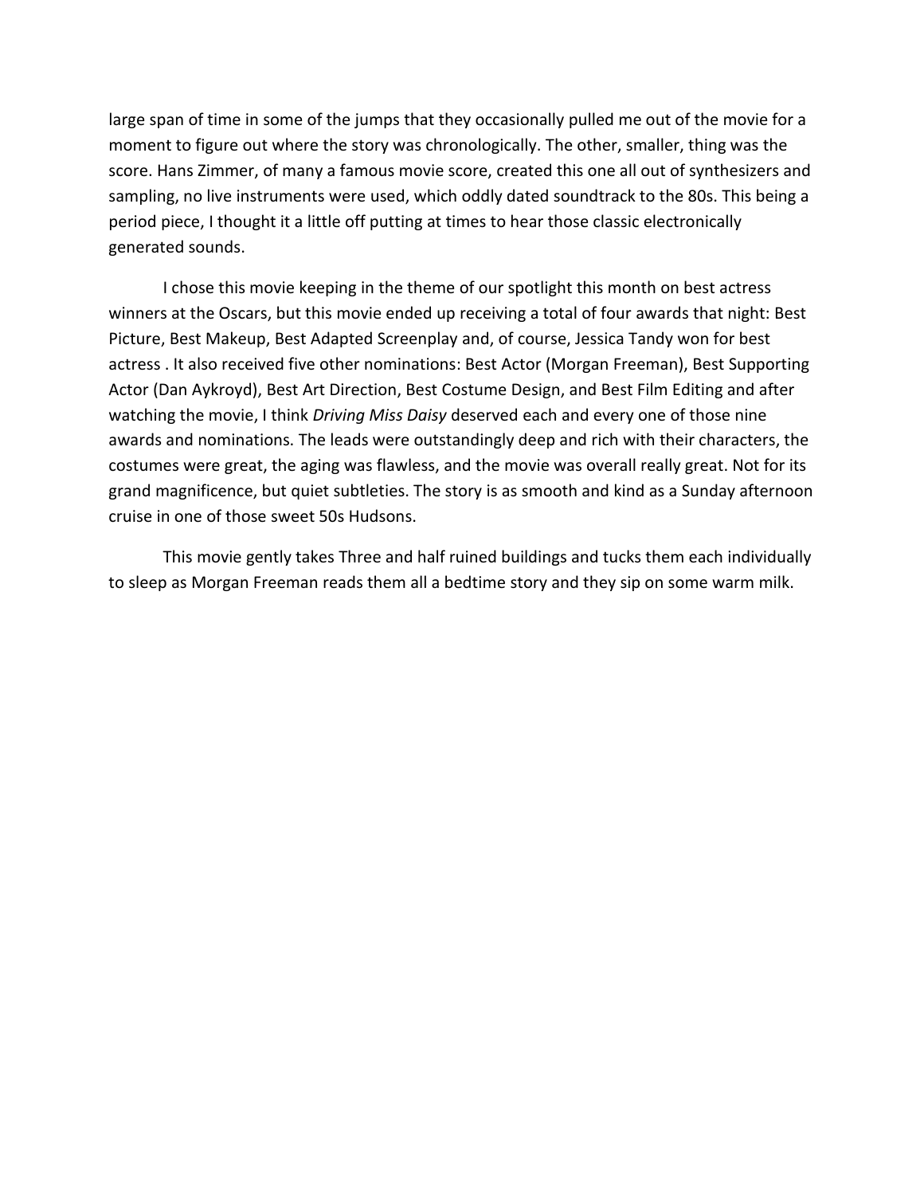large span of time in some of the jumps that they occasionally pulled me out of the movie for a moment to figure out where the story was chronologically. The other, smaller, thing was the score. Hans Zimmer, of many a famous movie score, created this one all out of synthesizers and sampling, no live instruments were used, which oddly dated soundtrack to the 80s. This being a period piece, I thought it a little off putting at times to hear those classic electronically generated sounds.

I chose this movie keeping in the theme of our spotlight this month on best actress winners at the Oscars, but this movie ended up receiving a total of four awards that night: Best Picture, Best Makeup, Best Adapted Screenplay and, of course, Jessica Tandy won for best actress . It also received five other nominations: Best Actor (Morgan Freeman), Best Supporting Actor (Dan Aykroyd), Best Art Direction, Best Costume Design, and Best Film Editing and after watching the movie, I think *Driving Miss Daisy* deserved each and every one of those nine awards and nominations. The leads were outstandingly deep and rich with their characters, the costumes were great, the aging was flawless, and the movie was overall really great. Not for its grand magnificence, but quiet subtleties. The story is as smooth and kind as a Sunday afternoon cruise in one of those sweet 50s Hudsons.

This movie gently takes Three and half ruined buildings and tucks them each individually to sleep as Morgan Freeman reads them all a bedtime story and they sip on some warm milk.